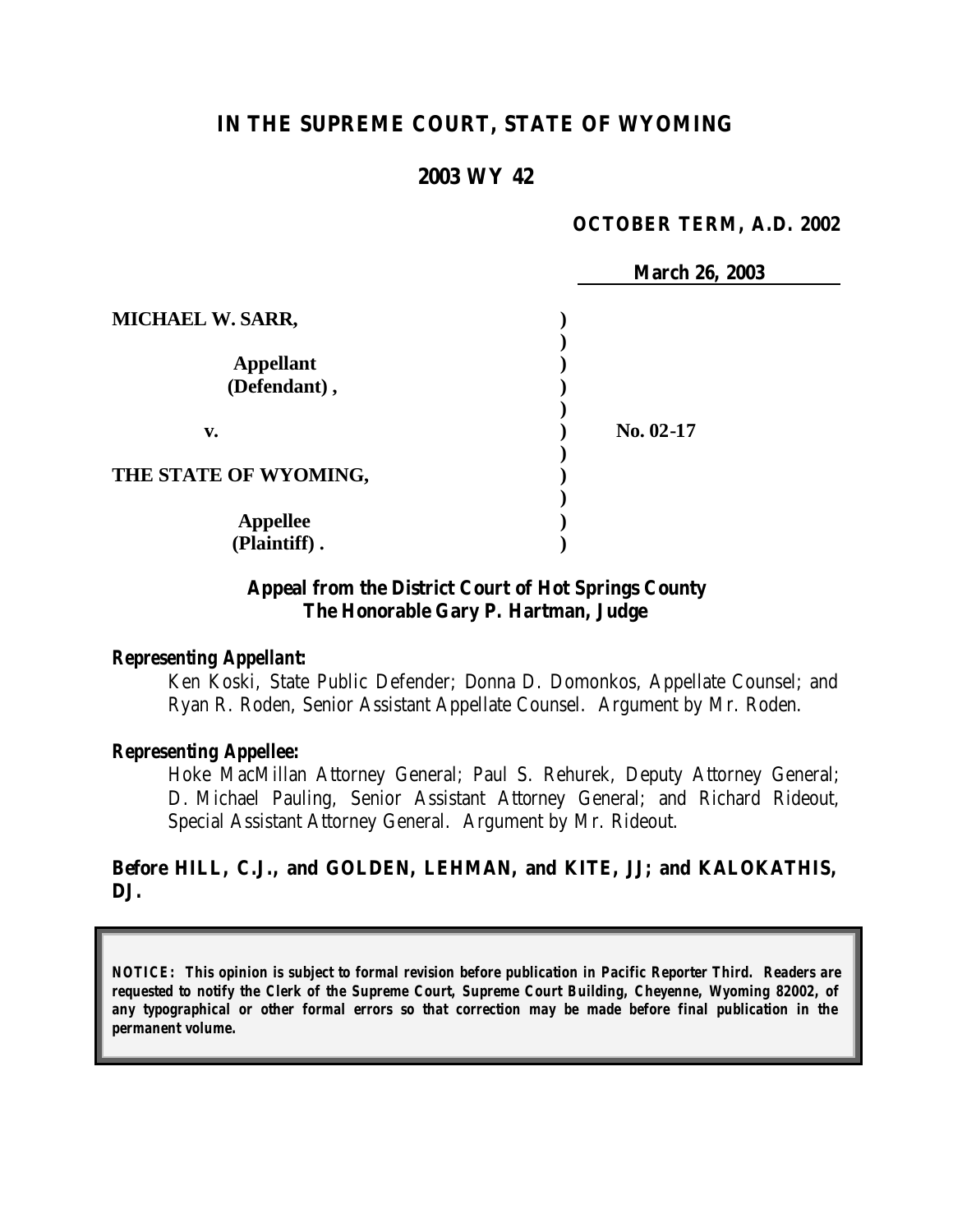# IN THE SUPREME COURT, STATE OF WYOMING

## 2003 WY 42

**OCTOBER TERM, A.D. 2002**

**March 26, 2003**

| | | |
|---|---|---|
| **MICHAEL W. SARR,** | **)** | |
| | **)** | |
| **Appellant** | **)** | |
| **(Defendant) ,** | **)** | |
| | **)** | |
| **v.** | **)** | **No. 02-17** |
| | **)** | |
| **THE STATE OF WYOMING,** | **)** | |
| | **)** | |
| **Appellee** | **)** | |
| **(Plaintiff) .** | **)** | |

**Appeal from the District Court of Hot Springs County**
**The Honorable Gary P. Hartman, Judge**

***Representing Appellant:***

Ken Koski, State Public Defender; Donna D. Domonkos, Appellate Counsel; and Ryan R. Roden, Senior Assistant Appellate Counsel. Argument by Mr. Roden.

***Representing Appellee:***

Hoke MacMillan Attorney General; Paul S. Rehurek, Deputy Attorney General; D. Michael Pauling, Senior Assistant Attorney General; and Richard Rideout, Special Assistant Attorney General. Argument by Mr. Rideout.

**Before HILL, C.J., and GOLDEN, LEHMAN, and KITE, JJ; and KALOKATHIS, DJ.**

***NOTICE: This opinion is subject to formal revision before publication in Pacific Reporter Third. Readers are requested to notify the Clerk of the Supreme Court, Supreme Court Building, Cheyenne, Wyoming 82002, of any typographical or other formal errors so that correction may be made before final publication in the permanent volume.***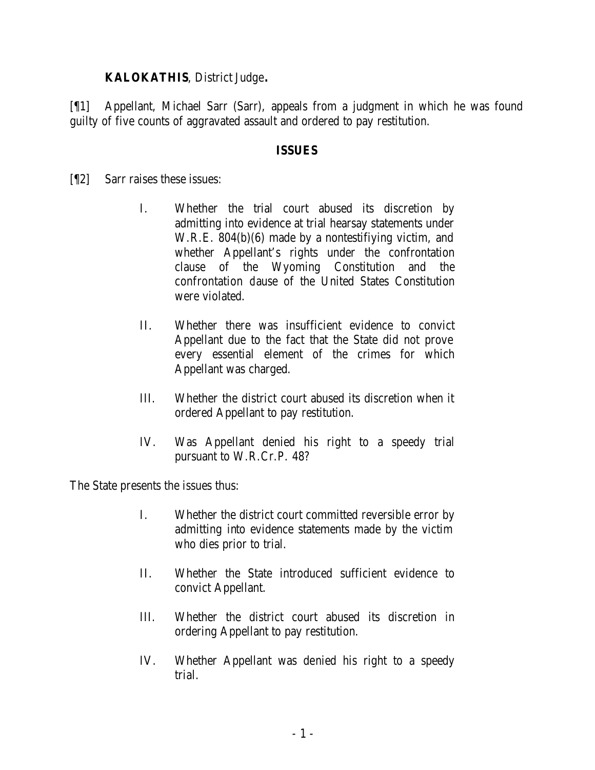**KALOKATHIS**, District Judge**.**

[¶1] Appellant, Michael Sarr (Sarr), appeals from a judgment in which he was found guilty of five counts of aggravated assault and ordered to pay restitution.

**ISSUES**

[¶2] Sarr raises these issues:

> I. Whether the trial court abused its discretion by admitting into evidence at trial hearsay statements under W.R.E. 804(b)(6) made by a nontestifiying victim, and whether Appellant's rights under the confrontation clause of the Wyoming Constitution and the confrontation clause of the United States Constitution were violated.
>
> II. Whether there was insufficient evidence to convict Appellant due to the fact that the State did not prove every essential element of the crimes for which Appellant was charged.
>
> III. Whether the district court abused its discretion when it ordered Appellant to pay restitution.
>
> IV. Was Appellant denied his right to a speedy trial pursuant to W.R.Cr.P. 48?

The State presents the issues thus:

> I. Whether the district court committed reversible error by admitting into evidence statements made by the victim who dies prior to trial.
>
> II. Whether the State introduced sufficient evidence to convict Appellant.
>
> III. Whether the district court abused its discretion in ordering Appellant to pay restitution.
>
> IV. Whether Appellant was denied his right to a speedy trial.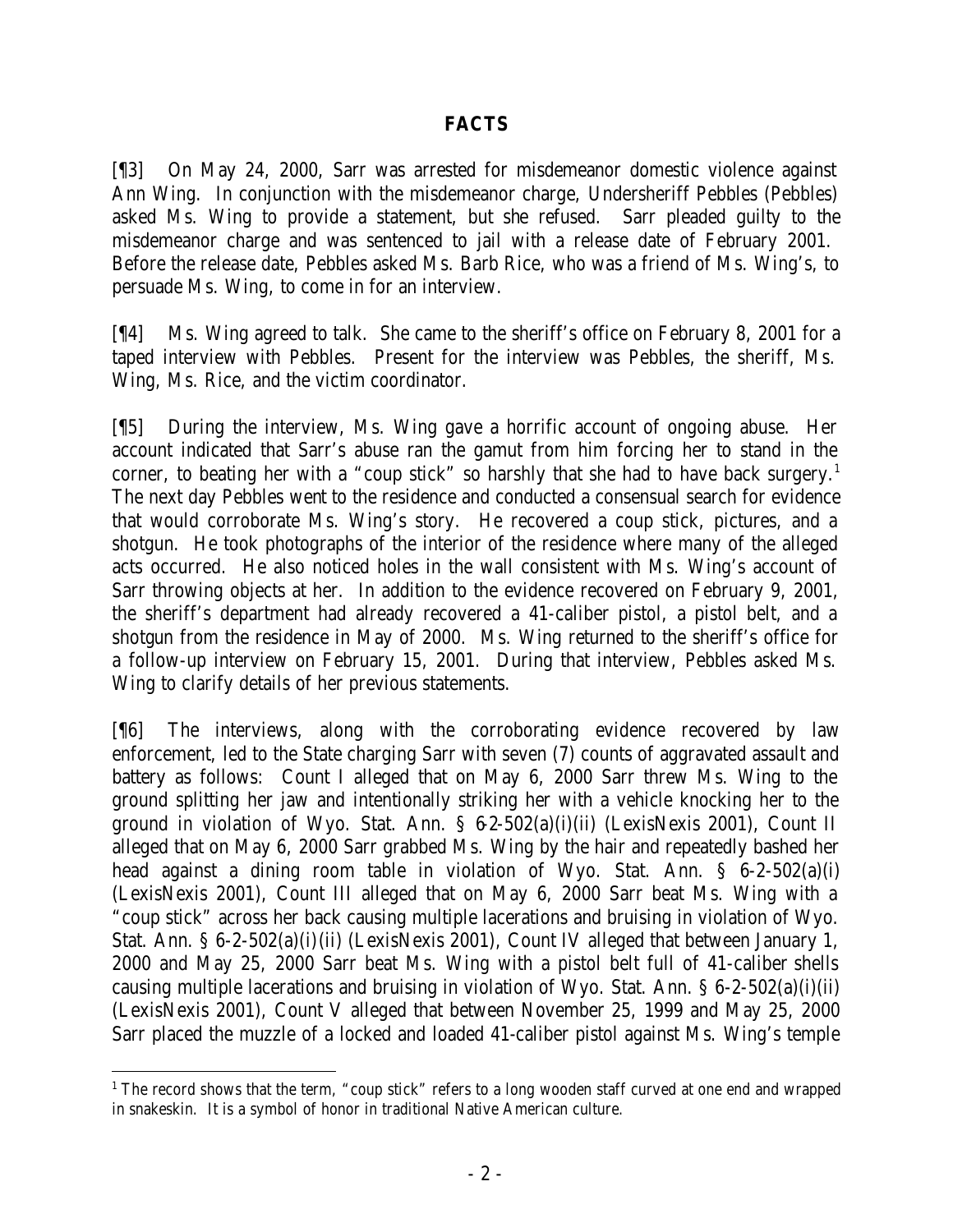## FACTS

[¶3] On May 24, 2000, Sarr was arrested for misdemeanor domestic violence against Ann Wing. In conjunction with the misdemeanor charge, Undersheriff Pebbles (Pebbles) asked Ms. Wing to provide a statement, but she refused. Sarr pleaded guilty to the misdemeanor charge and was sentenced to jail with a release date of February 2001. Before the release date, Pebbles asked Ms. Barb Rice, who was a friend of Ms. Wing's, to persuade Ms. Wing, to come in for an interview.

[¶4] Ms. Wing agreed to talk. She came to the sheriff's office on February 8, 2001 for a taped interview with Pebbles. Present for the interview was Pebbles, the sheriff, Ms. Wing, Ms. Rice, and the victim coordinator.

[¶5] During the interview, Ms. Wing gave a horrific account of ongoing abuse. Her account indicated that Sarr's abuse ran the gamut from him forcing her to stand in the corner, to beating her with a "coup stick" so harshly that she had to have back surgery.[1] The next day Pebbles went to the residence and conducted a consensual search for evidence that would corroborate Ms. Wing's story. He recovered a coup stick, pictures, and a shotgun. He took photographs of the interior of the residence where many of the alleged acts occurred. He also noticed holes in the wall consistent with Ms. Wing's account of Sarr throwing objects at her. In addition to the evidence recovered on February 9, 2001, the sheriff's department had already recovered a 41-caliber pistol, a pistol belt, and a shotgun from the residence in May of 2000. Ms. Wing returned to the sheriff's office for a follow-up interview on February 15, 2001. During that interview, Pebbles asked Ms. Wing to clarify details of her previous statements.

[¶6] The interviews, along with the corroborating evidence recovered by law enforcement, led to the State charging Sarr with seven (7) counts of aggravated assault and battery as follows: Count I alleged that on May 6, 2000 Sarr threw Ms. Wing to the ground splitting her jaw and intentionally striking her with a vehicle knocking her to the ground in violation of Wyo. Stat. Ann. § 6-2-502(a)(i)(ii) (LexisNexis 2001), Count II alleged that on May 6, 2000 Sarr grabbed Ms. Wing by the hair and repeatedly bashed her head against a dining room table in violation of Wyo. Stat. Ann. § 6-2-502(a)(i) (LexisNexis 2001), Count III alleged that on May 6, 2000 Sarr beat Ms. Wing with a "coup stick" across her back causing multiple lacerations and bruising in violation of Wyo. Stat. Ann. § 6-2-502(a)(i)(ii) (LexisNexis 2001), Count IV alleged that between January 1, 2000 and May 25, 2000 Sarr beat Ms. Wing with a pistol belt full of 41-caliber shells causing multiple lacerations and bruising in violation of Wyo. Stat. Ann. § 6-2-502(a)(i)(ii) (LexisNexis 2001), Count V alleged that between November 25, 1999 and May 25, 2000 Sarr placed the muzzle of a locked and loaded 41-caliber pistol against Ms. Wing's temple

[1] The record shows that the term, "coup stick" refers to a long wooden staff curved at one end and wrapped in snakeskin. It is a symbol of honor in traditional Native American culture.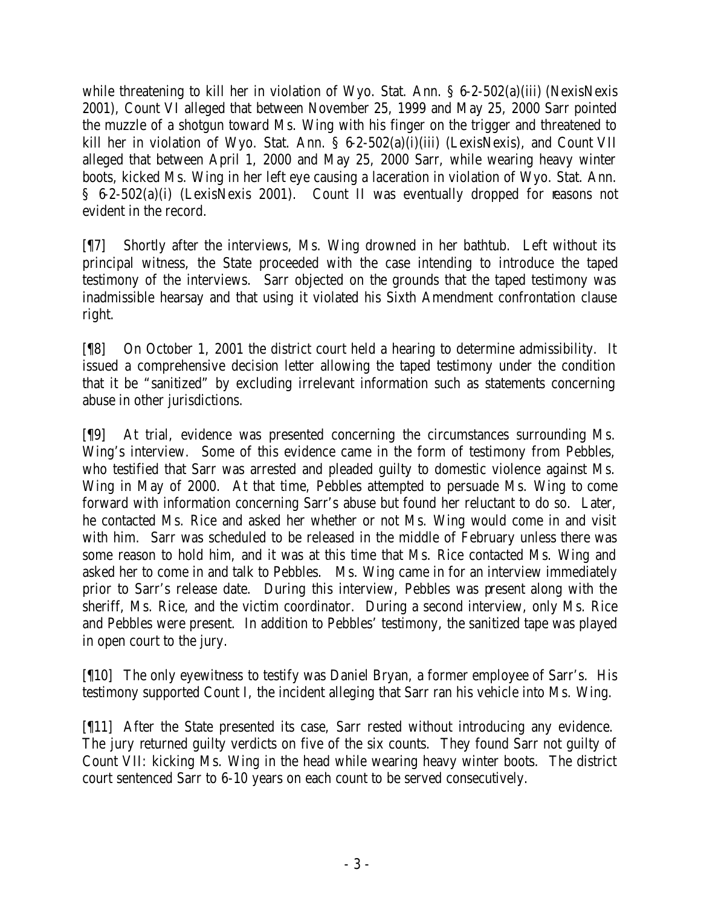while threatening to kill her in violation of Wyo. Stat. Ann. § 6-2-502(a)(iii) (NexisNexis 2001), Count VI alleged that between November 25, 1999 and May 25, 2000 Sarr pointed the muzzle of a shotgun toward Ms. Wing with his finger on the trigger and threatened to kill her in violation of Wyo. Stat. Ann. § 6-2-502(a)(i)(iii) (LexisNexis), and Count VII alleged that between April 1, 2000 and May 25, 2000 Sarr, while wearing heavy winter boots, kicked Ms. Wing in her left eye causing a laceration in violation of Wyo. Stat. Ann. § 6-2-502(a)(i) (LexisNexis 2001). Count II was eventually dropped for reasons not evident in the record.

[¶7] Shortly after the interviews, Ms. Wing drowned in her bathtub. Left without its principal witness, the State proceeded with the case intending to introduce the taped testimony of the interviews. Sarr objected on the grounds that the taped testimony was inadmissible hearsay and that using it violated his Sixth Amendment confrontation clause right.

[¶8] On October 1, 2001 the district court held a hearing to determine admissibility. It issued a comprehensive decision letter allowing the taped testimony under the condition that it be "sanitized" by excluding irrelevant information such as statements concerning abuse in other jurisdictions.

[¶9] At trial, evidence was presented concerning the circumstances surrounding Ms. Wing's interview. Some of this evidence came in the form of testimony from Pebbles, who testified that Sarr was arrested and pleaded guilty to domestic violence against Ms. Wing in May of 2000. At that time, Pebbles attempted to persuade Ms. Wing to come forward with information concerning Sarr's abuse but found her reluctant to do so. Later, he contacted Ms. Rice and asked her whether or not Ms. Wing would come in and visit with him. Sarr was scheduled to be released in the middle of February unless there was some reason to hold him, and it was at this time that Ms. Rice contacted Ms. Wing and asked her to come in and talk to Pebbles. Ms. Wing came in for an interview immediately prior to Sarr's release date. During this interview, Pebbles was present along with the sheriff, Ms. Rice, and the victim coordinator. During a second interview, only Ms. Rice and Pebbles were present. In addition to Pebbles' testimony, the sanitized tape was played in open court to the jury.

[¶10] The only eyewitness to testify was Daniel Bryan, a former employee of Sarr's. His testimony supported Count I, the incident alleging that Sarr ran his vehicle into Ms. Wing.

[¶11] After the State presented its case, Sarr rested without introducing any evidence. The jury returned guilty verdicts on five of the six counts. They found Sarr not guilty of Count VII: kicking Ms. Wing in the head while wearing heavy winter boots. The district court sentenced Sarr to 6-10 years on each count to be served consecutively.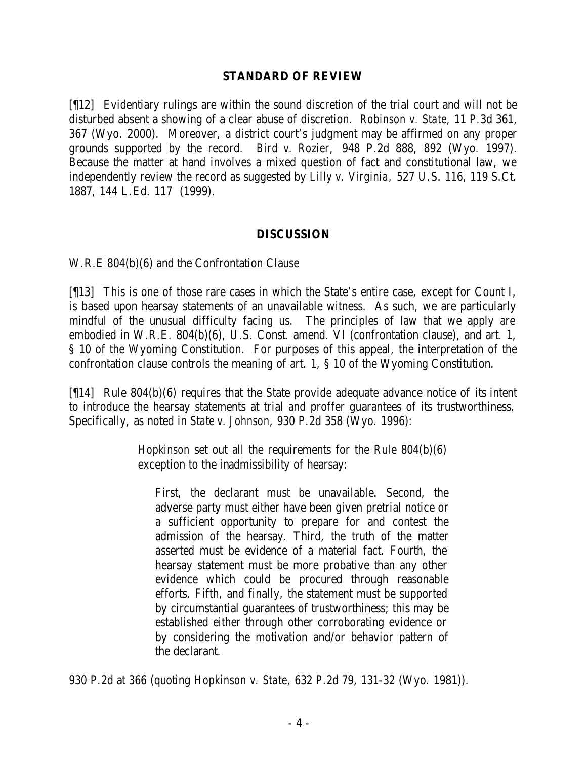## STANDARD OF REVIEW

[¶12] Evidentiary rulings are within the sound discretion of the trial court and will not be disturbed absent a showing of a clear abuse of discretion. *Robinson v. State*, 11 P.3d 361, 367 (Wyo. 2000). Moreover, a district court's judgment may be affirmed on any proper grounds supported by the record. *Bird v. Rozier*, 948 P.2d 888, 892 (Wyo. 1997). Because the matter at hand involves a mixed question of fact and constitutional law, we independently review the record as suggested by *Lilly v. Virginia*, 527 U.S. 116, 119 S.Ct. 1887, 144 L.Ed. 117 (1999).

## DISCUSSION

W.R.E 804(b)(6) and the Confrontation Clause

[¶13] This is one of those rare cases in which the State's entire case, except for Count I, is based upon hearsay statements of an unavailable witness. As such, we are particularly mindful of the unusual difficulty facing us. The principles of law that we apply are embodied in W.R.E. 804(b)(6), U.S. Const. amend. VI (confrontation clause), and art. 1, § 10 of the Wyoming Constitution. For purposes of this appeal, the interpretation of the confrontation clause controls the meaning of art. 1, § 10 of the Wyoming Constitution.

[¶14] Rule 804(b)(6) requires that the State provide adequate advance notice of its intent to introduce the hearsay statements at trial and proffer guarantees of its trustworthiness. Specifically, as noted in *State v. Johnson*, 930 P.2d 358 (Wyo. 1996):

> *Hopkinson* set out all the requirements for the Rule 804(b)(6) exception to the inadmissibility of hearsay:
>
> > First, the declarant must be unavailable. Second, the adverse party must either have been given pretrial notice or a sufficient opportunity to prepare for and contest the admission of the hearsay. Third, the truth of the matter asserted must be evidence of a material fact. Fourth, the hearsay statement must be more probative than any other evidence which could be procured through reasonable efforts. Fifth, and finally, the statement must be supported by circumstantial guarantees of trustworthiness; this may be established either through other corroborating evidence or by considering the motivation and/or behavior pattern of the declarant.

930 P.2d at 366 (quoting *Hopkinson v. State*, 632 P.2d 79, 131-32 (Wyo. 1981)).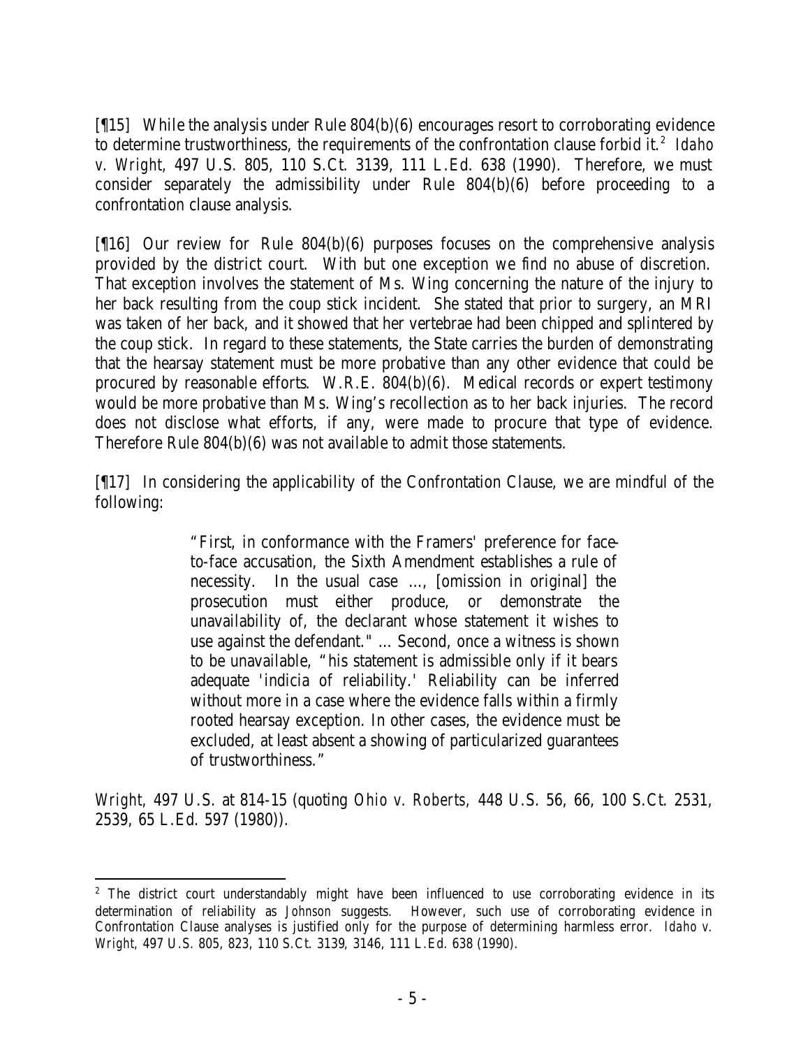[¶15] While the analysis under Rule 804(b)(6) encourages resort to corroborating evidence to determine trustworthiness, the requirements of the confrontation clause forbid it.[2] *Idaho v. Wright,* 497 U.S. 805, 110 S.Ct. 3139, 111 L.Ed. 638 (1990). Therefore, we must consider separately the admissibility under Rule 804(b)(6) before proceeding to a confrontation clause analysis.

[¶16] Our review for Rule 804(b)(6) purposes focuses on the comprehensive analysis provided by the district court. With but one exception we find no abuse of discretion. That exception involves the statement of Ms. Wing concerning the nature of the injury to her back resulting from the coup stick incident. She stated that prior to surgery, an MRI was taken of her back, and it showed that her vertebrae had been chipped and splintered by the coup stick. In regard to these statements, the State carries the burden of demonstrating that the hearsay statement must be more probative than any other evidence that could be procured by reasonable efforts. W.R.E. 804(b)(6). Medical records or expert testimony would be more probative than Ms. Wing's recollection as to her back injuries. The record does not disclose what efforts, if any, were made to procure that type of evidence. Therefore Rule 804(b)(6) was not available to admit those statements.

[¶17] In considering the applicability of the Confrontation Clause, we are mindful of the following:

> "First, in conformance with the Framers' preference for face-to-face accusation, the Sixth Amendment establishes a rule of necessity. In the usual case ..., [omission in original] the prosecution must either produce, or demonstrate the unavailability of, the declarant whose statement it wishes to use against the defendant." ... Second, once a witness is shown to be unavailable, "his statement is admissible only if it bears adequate 'indicia of reliability.' Reliability can be inferred without more in a case where the evidence falls within a firmly rooted hearsay exception. In other cases, the evidence must be excluded, at least absent a showing of particularized guarantees of trustworthiness."

*Wright,* 497 U.S. at 814-15 (quoting *Ohio v. Roberts,* 448 U.S. 56, 66, 100 S.Ct. 2531, 2539, 65 L.Ed. 597 (1980)).

---

[2] The district court understandably might have been influenced to use corroborating evidence in its determination of reliability as *Johnson* suggests. However, such use of corroborating evidence in Confrontation Clause analyses is justified only for the purpose of determining harmless error. *Idaho v. Wright,* 497 U.S. 805, 823, 110 S.Ct. 3139, 3146, 111 L.Ed. 638 (1990).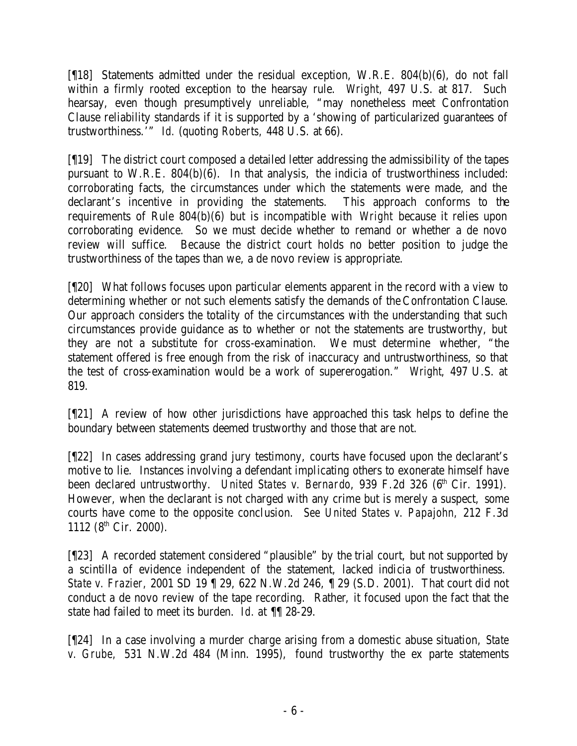[¶18] Statements admitted under the residual exception, W.R.E. 804(b)(6), do not fall within a firmly rooted exception to the hearsay rule. *Wright*, 497 U.S. at 817. Such hearsay, even though presumptively unreliable, "may nonetheless meet Confrontation Clause reliability standards if it is supported by a 'showing of particularized guarantees of trustworthiness.'" *Id.* (quoting *Roberts*, 448 U.S. at 66).

[¶19] The district court composed a detailed letter addressing the admissibility of the tapes pursuant to W.R.E. 804(b)(6). In that analysis, the indicia of trustworthiness included: corroborating facts, the circumstances under which the statements were made, and the declarant's incentive in providing the statements. This approach conforms to the requirements of Rule 804(b)(6) but is incompatible with *Wright* because it relies upon corroborating evidence. So we must decide whether to remand or whether a de novo review will suffice. Because the district court holds no better position to judge the trustworthiness of the tapes than we, a de novo review is appropriate.

[¶20] What follows focuses upon particular elements apparent in the record with a view to determining whether or not such elements satisfy the demands of the Confrontation Clause. Our approach considers the totality of the circumstances with the understanding that such circumstances provide guidance as to whether or not the statements are trustworthy, but they are not a substitute for cross-examination. We must determine whether, "the statement offered is free enough from the risk of inaccuracy and untrustworthiness, so that the test of cross-examination would be a work of supererogation." *Wright*, 497 U.S. at 819.

[¶21] A review of how other jurisdictions have approached this task helps to define the boundary between statements deemed trustworthy and those that are not.

[¶22] In cases addressing grand jury testimony, courts have focused upon the declarant's motive to lie. Instances involving a defendant implicating others to exonerate himself have been declared untrustworthy. *United States v. Bernardo*, 939 F.2d 326 (6th Cir. 1991). However, when the declarant is not charged with any crime but is merely a suspect, some courts have come to the opposite conclusion. *See United States v. Papajohn*, 212 F.3d 1112 (8th Cir. 2000).

[¶23] A recorded statement considered "plausible" by the trial court, but not supported by a scintilla of evidence independent of the statement, lacked indicia of trustworthiness. *State v. Frazier*, 2001 SD 19 ¶ 29, 622 N.W.2d 246, ¶ 29 (S.D. 2001). That court did not conduct a de novo review of the tape recording. Rather, it focused upon the fact that the state had failed to meet its burden. *Id.* at ¶¶ 28-29.

[¶24] In a case involving a murder charge arising from a domestic abuse situation, *State v. Grube*, 531 N.W.2d 484 (Minn. 1995), found trustworthy the ex parte statements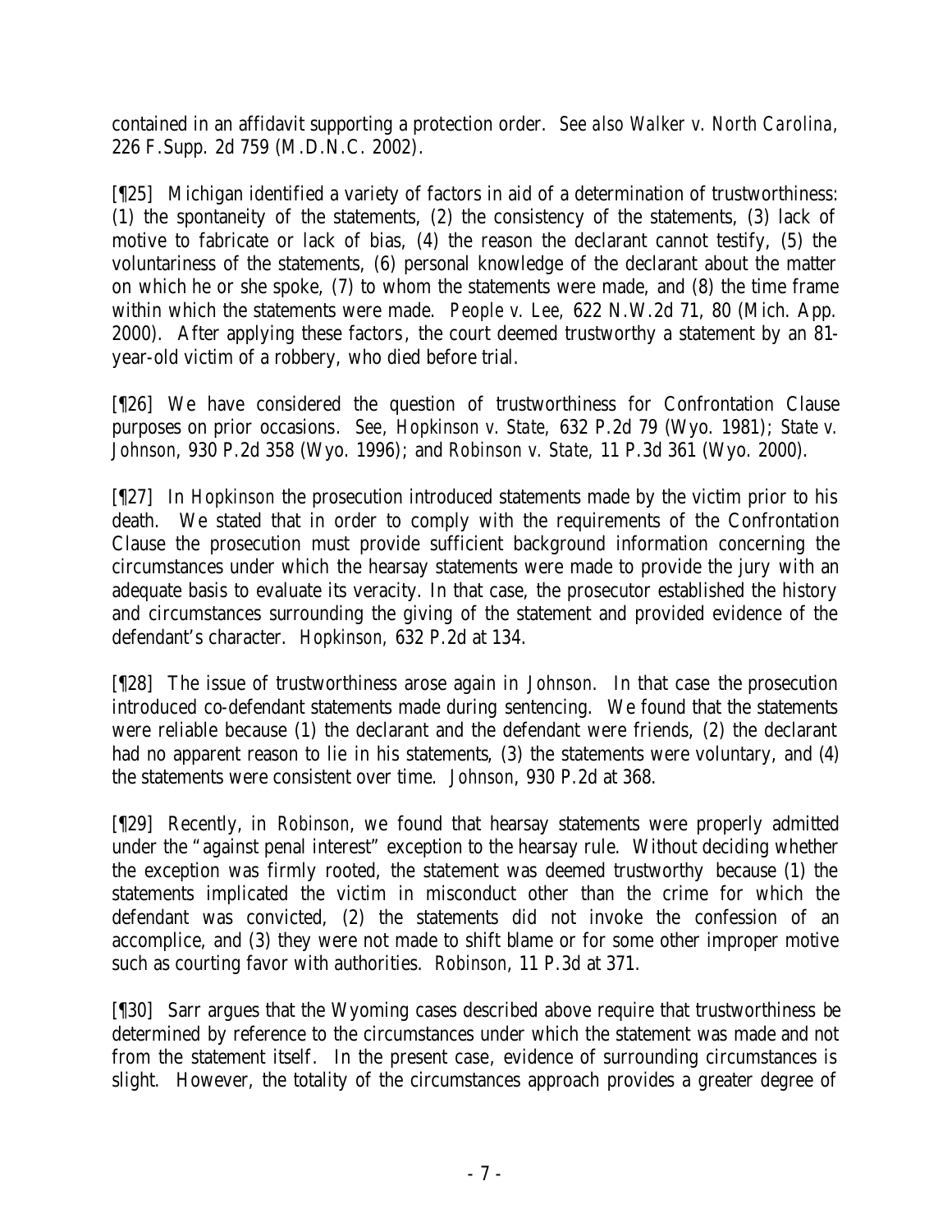contained in an affidavit supporting a protection order. *See also Walker v. North Carolina*, 226 F.Supp. 2d 759 (M.D.N.C. 2002).

[¶25] Michigan identified a variety of factors in aid of a determination of trustworthiness: (1) the spontaneity of the statements, (2) the consistency of the statements, (3) lack of motive to fabricate or lack of bias, (4) the reason the declarant cannot testify, (5) the voluntariness of the statements, (6) personal knowledge of the declarant about the matter on which he or she spoke, (7) to whom the statements were made, and (8) the time frame within which the statements were made. *People v. Lee*, 622 N.W.2d 71, 80 (Mich. App. 2000). After applying these factors, the court deemed trustworthy a statement by an 81-year-old victim of a robbery, who died before trial.

[¶26] We have considered the question of trustworthiness for Confrontation Clause purposes on prior occasions. *See, Hopkinson v. State*, 632 P.2d 79 (Wyo. 1981); *State v. Johnson*, 930 P.2d 358 (Wyo. 1996); and *Robinson v. State*, 11 P.3d 361 (Wyo. 2000).

[¶27] In *Hopkinson* the prosecution introduced statements made by the victim prior to his death. We stated that in order to comply with the requirements of the Confrontation Clause the prosecution must provide sufficient background information concerning the circumstances under which the hearsay statements were made to provide the jury with an adequate basis to evaluate its veracity. In that case, the prosecutor established the history and circumstances surrounding the giving of the statement and provided evidence of the defendant's character. *Hopkinson*, 632 P.2d at 134.

[¶28] The issue of trustworthiness arose again in *Johnson*. In that case the prosecution introduced co-defendant statements made during sentencing. We found that the statements were reliable because (1) the declarant and the defendant were friends, (2) the declarant had no apparent reason to lie in his statements, (3) the statements were voluntary, and (4) the statements were consistent over time. *Johnson*, 930 P.2d at 368.

[¶29] Recently, in *Robinson*, we found that hearsay statements were properly admitted under the "against penal interest" exception to the hearsay rule. Without deciding whether the exception was firmly rooted, the statement was deemed trustworthy because (1) the statements implicated the victim in misconduct other than the crime for which the defendant was convicted, (2) the statements did not invoke the confession of an accomplice, and (3) they were not made to shift blame or for some other improper motive such as courting favor with authorities. *Robinson*, 11 P.3d at 371.

[¶30] Sarr argues that the Wyoming cases described above require that trustworthiness be determined by reference to the circumstances under which the statement was made and not from the statement itself. In the present case, evidence of surrounding circumstances is slight. However, the totality of the circumstances approach provides a greater degree of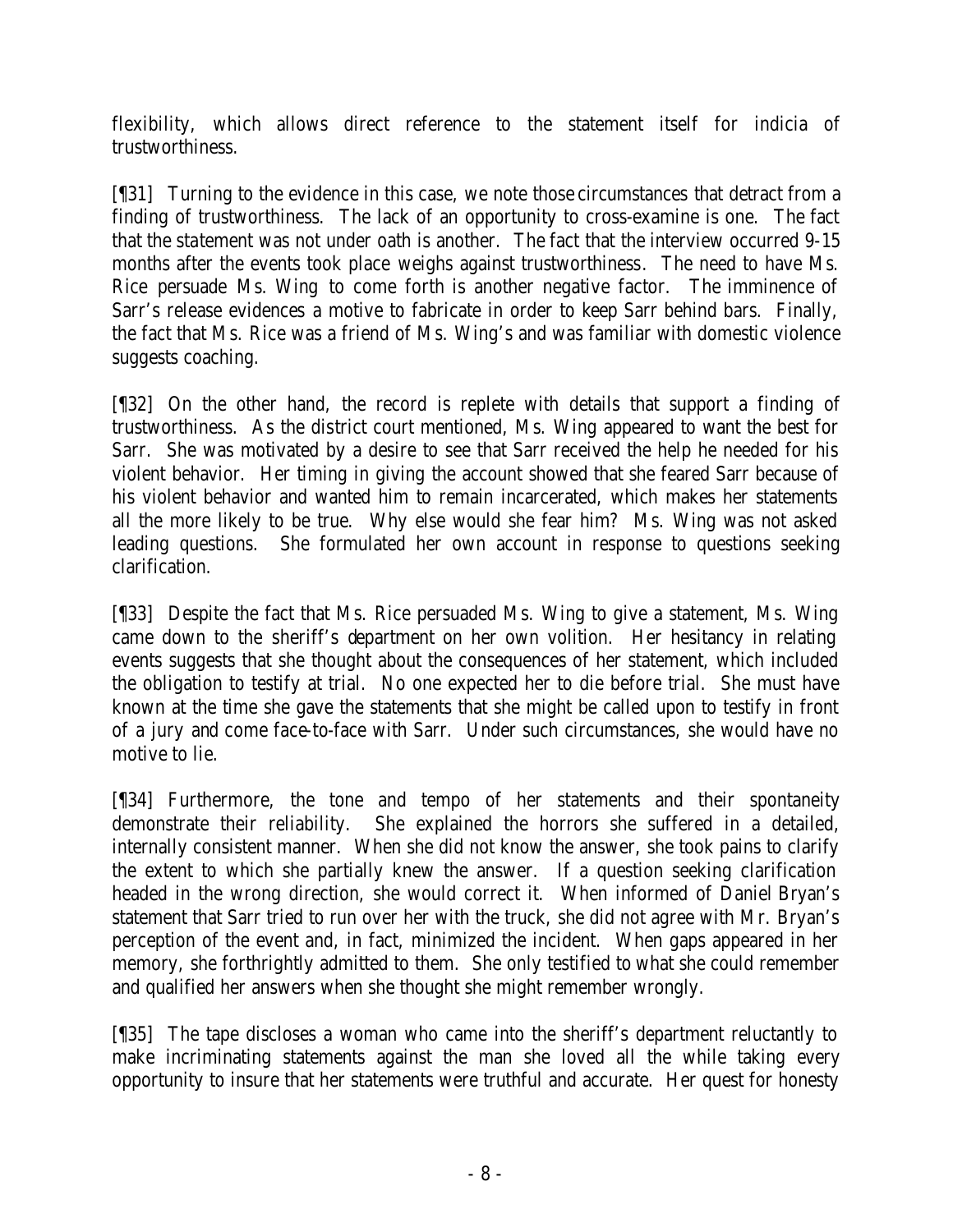flexibility, which allows direct reference to the statement itself for indicia of trustworthiness.

[¶31] Turning to the evidence in this case, we note those circumstances that detract from a finding of trustworthiness. The lack of an opportunity to cross-examine is one. The fact that the statement was not under oath is another. The fact that the interview occurred 9-15 months after the events took place weighs against trustworthiness. The need to have Ms. Rice persuade Ms. Wing to come forth is another negative factor. The imminence of Sarr's release evidences a motive to fabricate in order to keep Sarr behind bars. Finally, the fact that Ms. Rice was a friend of Ms. Wing's and was familiar with domestic violence suggests coaching.

[¶32] On the other hand, the record is replete with details that support a finding of trustworthiness. As the district court mentioned, Ms. Wing appeared to want the best for Sarr. She was motivated by a desire to see that Sarr received the help he needed for his violent behavior. Her timing in giving the account showed that she feared Sarr because of his violent behavior and wanted him to remain incarcerated, which makes her statements all the more likely to be true. Why else would she fear him? Ms. Wing was not asked leading questions. She formulated her own account in response to questions seeking clarification.

[¶33] Despite the fact that Ms. Rice persuaded Ms. Wing to give a statement, Ms. Wing came down to the sheriff's department on her own volition. Her hesitancy in relating events suggests that she thought about the consequences of her statement, which included the obligation to testify at trial. No one expected her to die before trial. She must have known at the time she gave the statements that she might be called upon to testify in front of a jury and come face-to-face with Sarr. Under such circumstances, she would have no motive to lie.

[¶34] Furthermore, the tone and tempo of her statements and their spontaneity demonstrate their reliability. She explained the horrors she suffered in a detailed, internally consistent manner. When she did not know the answer, she took pains to clarify the extent to which she partially knew the answer. If a question seeking clarification headed in the wrong direction, she would correct it. When informed of Daniel Bryan's statement that Sarr tried to run over her with the truck, she did not agree with Mr. Bryan's perception of the event and, in fact, minimized the incident. When gaps appeared in her memory, she forthrightly admitted to them. She only testified to what she could remember and qualified her answers when she thought she might remember wrongly.

[¶35] The tape discloses a woman who came into the sheriff's department reluctantly to make incriminating statements against the man she loved all the while taking every opportunity to insure that her statements were truthful and accurate. Her quest for honesty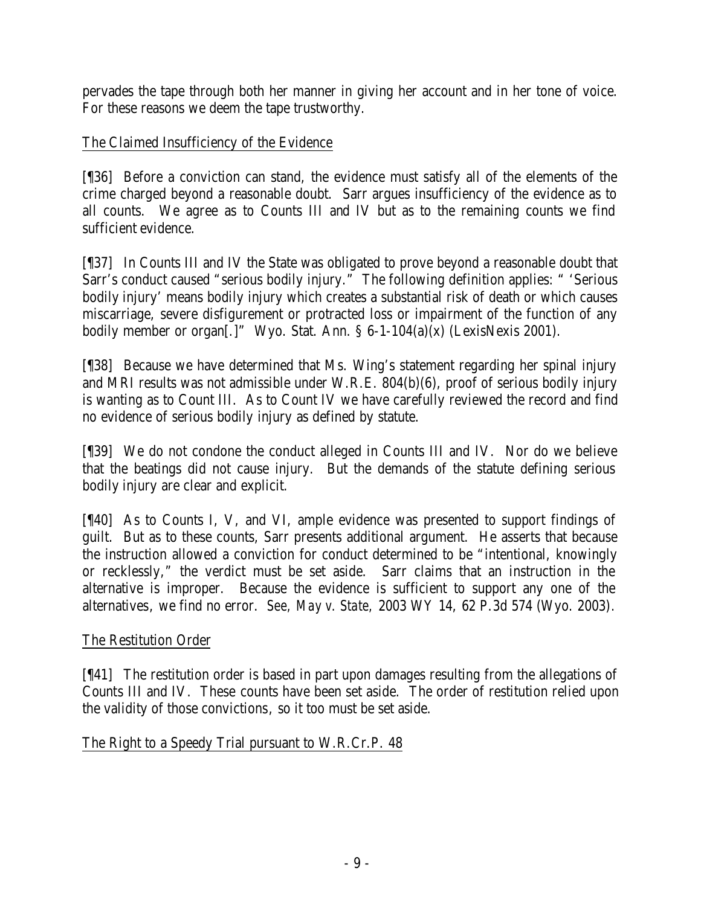pervades the tape through both her manner in giving her account and in her tone of voice. For these reasons we deem the tape trustworthy.

The Claimed Insufficiency of the Evidence

[¶36] Before a conviction can stand, the evidence must satisfy all of the elements of the crime charged beyond a reasonable doubt. Sarr argues insufficiency of the evidence as to all counts. We agree as to Counts III and IV but as to the remaining counts we find sufficient evidence.

[¶37] In Counts III and IV the State was obligated to prove beyond a reasonable doubt that Sarr's conduct caused "serious bodily injury." The following definition applies: " 'Serious bodily injury' means bodily injury which creates a substantial risk of death or which causes miscarriage, severe disfigurement or protracted loss or impairment of the function of any bodily member or organ[.]" Wyo. Stat. Ann. § 6-1-104(a)(x) (LexisNexis 2001).

[¶38] Because we have determined that Ms. Wing's statement regarding her spinal injury and MRI results was not admissible under W.R.E. 804(b)(6), proof of serious bodily injury is wanting as to Count III. As to Count IV we have carefully reviewed the record and find no evidence of serious bodily injury as defined by statute.

[¶39] We do not condone the conduct alleged in Counts III and IV. Nor do we believe that the beatings did not cause injury. But the demands of the statute defining serious bodily injury are clear and explicit.

[¶40] As to Counts I, V, and VI, ample evidence was presented to support findings of guilt. But as to these counts, Sarr presents additional argument. He asserts that because the instruction allowed a conviction for conduct determined to be "intentional, knowingly or recklessly," the verdict must be set aside. Sarr claims that an instruction in the alternative is improper. Because the evidence is sufficient to support any one of the alternatives, we find no error. *See, May v. State,* 2003 WY 14, 62 P.3d 574 (Wyo. 2003).

The Restitution Order

[¶41] The restitution order is based in part upon damages resulting from the allegations of Counts III and IV. These counts have been set aside. The order of restitution relied upon the validity of those convictions, so it too must be set aside.

The Right to a Speedy Trial pursuant to W.R.Cr.P. 48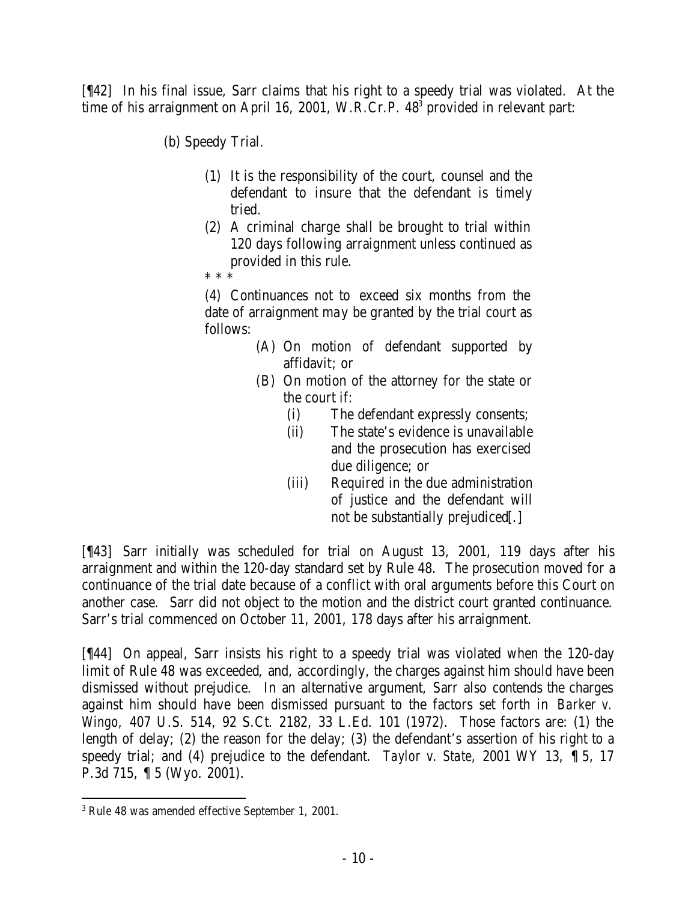[¶42] In his final issue, Sarr claims that his right to a speedy trial was violated. At the time of his arraignment on April 16, 2001, W.R.Cr.P. 48[3] provided in relevant part:

> (b) Speedy Trial.
>
> (1) It is the responsibility of the court, counsel and the defendant to insure that the defendant is timely tried.
>
> (2) A criminal charge shall be brought to trial within 120 days following arraignment unless continued as provided in this rule.
>
> * * *
>
> (4) Continuances not to exceed six months from the date of arraignment may be granted by the trial court as follows:
>
> (A) On motion of defendant supported by affidavit; or
>
> (B) On motion of the attorney for the state or the court if:
>
> (i) The defendant expressly consents;
>
> (ii) The state's evidence is unavailable and the prosecution has exercised due diligence; or
>
> (iii) Required in the due administration of justice and the defendant will not be substantially prejudiced[.]

[¶43] Sarr initially was scheduled for trial on August 13, 2001, 119 days after his arraignment and within the 120-day standard set by Rule 48. The prosecution moved for a continuance of the trial date because of a conflict with oral arguments before this Court on another case. Sarr did not object to the motion and the district court granted continuance. Sarr's trial commenced on October 11, 2001, 178 days after his arraignment.

[¶44] On appeal, Sarr insists his right to a speedy trial was violated when the 120-day limit of Rule 48 was exceeded, and, accordingly, the charges against him should have been dismissed without prejudice. In an alternative argument, Sarr also contends the charges against him should have been dismissed pursuant to the factors set forth in *Barker v. Wingo*, 407 U.S. 514, 92 S.Ct. 2182, 33 L.Ed. 101 (1972). Those factors are: (1) the length of delay; (2) the reason for the delay; (3) the defendant's assertion of his right to a speedy trial; and (4) prejudice to the defendant. *Taylor v. State*, 2001 WY 13, ¶ 5, 17 P.3d 715, ¶ 5 (Wyo. 2001).

---

[3] Rule 48 was amended effective September 1, 2001.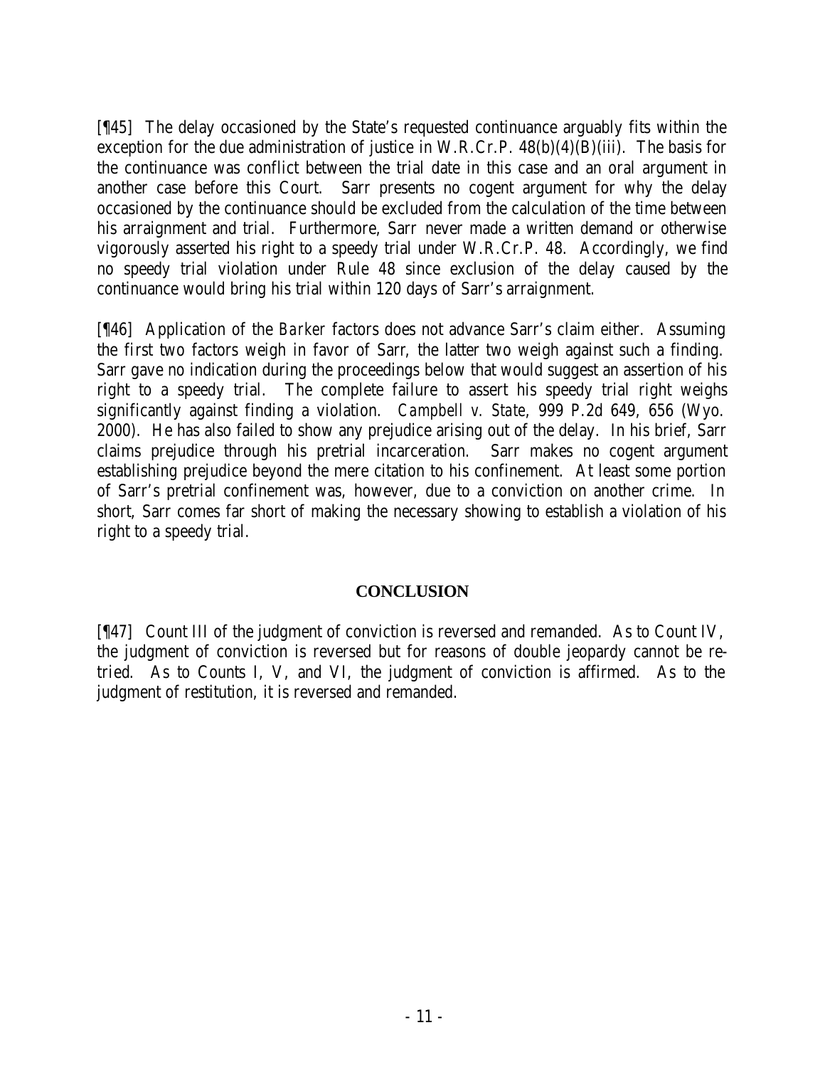[¶45] The delay occasioned by the State's requested continuance arguably fits within the exception for the due administration of justice in W.R.Cr.P. 48(b)(4)(B)(iii). The basis for the continuance was conflict between the trial date in this case and an oral argument in another case before this Court. Sarr presents no cogent argument for why the delay occasioned by the continuance should be excluded from the calculation of the time between his arraignment and trial. Furthermore, Sarr never made a written demand or otherwise vigorously asserted his right to a speedy trial under W.R.Cr.P. 48. Accordingly, we find no speedy trial violation under Rule 48 since exclusion of the delay caused by the continuance would bring his trial within 120 days of Sarr's arraignment.

[¶46] Application of the *Barker* factors does not advance Sarr's claim either. Assuming the first two factors weigh in favor of Sarr, the latter two weigh against such a finding. Sarr gave no indication during the proceedings below that would suggest an assertion of his right to a speedy trial. The complete failure to assert his speedy trial right weighs significantly against finding a violation. *Campbell v. State*, 999 P.2d 649, 656 (Wyo. 2000). He has also failed to show any prejudice arising out of the delay. In his brief, Sarr claims prejudice through his pretrial incarceration. Sarr makes no cogent argument establishing prejudice beyond the mere citation to his confinement. At least some portion of Sarr's pretrial confinement was, however, due to a conviction on another crime. In short, Sarr comes far short of making the necessary showing to establish a violation of his right to a speedy trial.

## CONCLUSION

[¶47] Count III of the judgment of conviction is reversed and remanded. As to Count IV, the judgment of conviction is reversed but for reasons of double jeopardy cannot be re-tried. As to Counts I, V, and VI, the judgment of conviction is affirmed. As to the judgment of restitution, it is reversed and remanded.